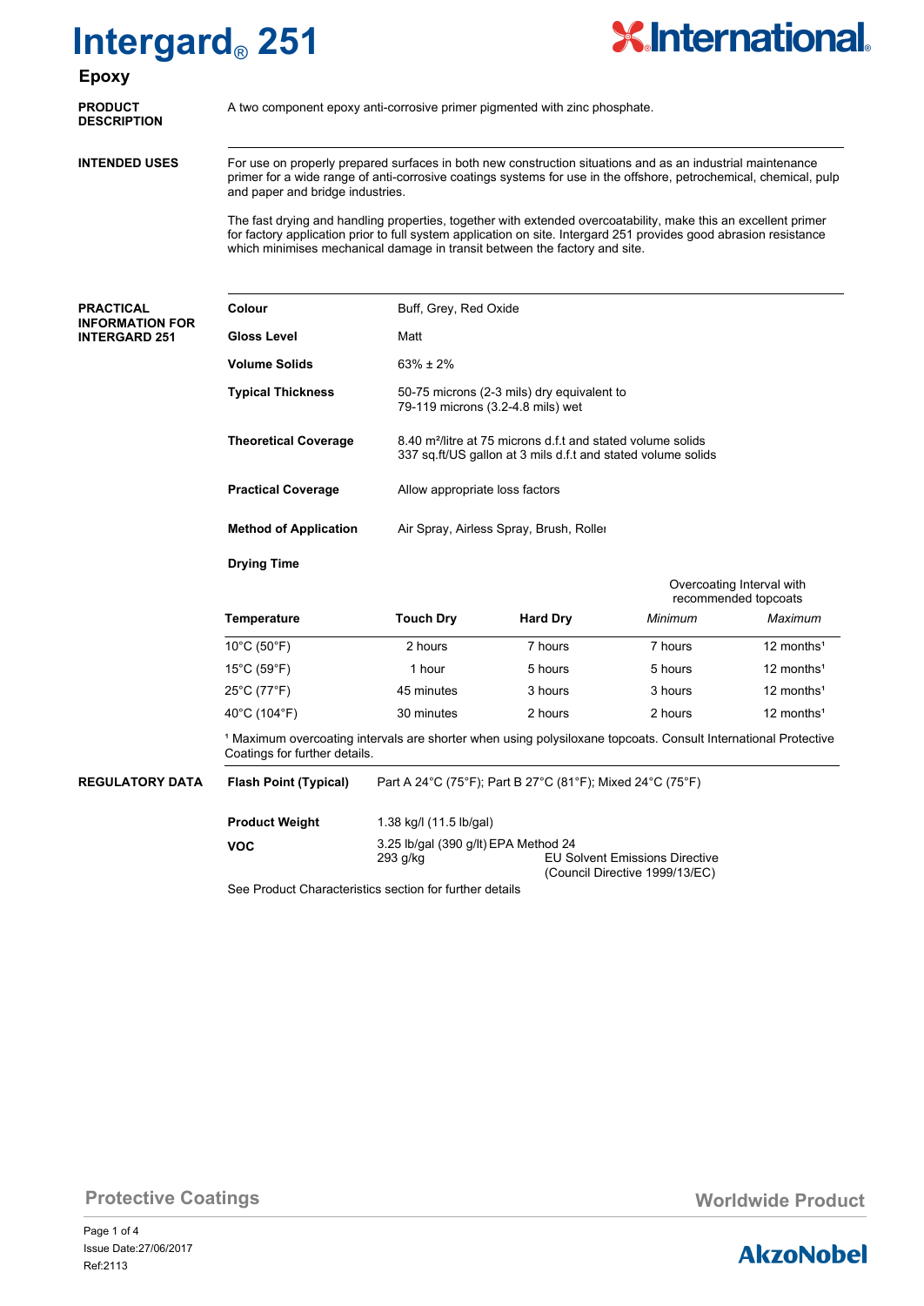# Intergard® 251

## Epoxy

**PRODUCT DESCRIPTION**

A two component epoxy anti-corrosive primer pigmented with zinc phosphate.

**INTENDED USES**

For use on properly prepared surfaces in both new construction situations and as an industrial maintenance primer for a wide range of anti-corrosive coatings systems for use in the offshore, petrochemical, chemical, pulp and paper and bridge industries.

The fast drying and handling properties, together with extended overcoatability, make this an excellent primer for factory application prior to full system application on site. Intergard 251 provides good abrasion resistance which minimises mechanical damage in transit between the factory and site.

**PRACTICAL INFORMATION FOR INTERGARD 251**

| | |
|---|---|
| **Colour** | Buff, Grey, Red Oxide |
| **Gloss Level** | Matt |
| **Volume Solids** | 63% ± 2% |
| **Typical Thickness** | 50-75 microns (2-3 mils) dry equivalent to 79-119 microns (3.2-4.8 mils) wet |
| **Theoretical Coverage** | 8.40 m²/litre at 75 microns d.f.t and stated volume solids<br>337 sq.ft/US gallon at 3 mils d.f.t and stated volume solids |
| **Practical Coverage** | Allow appropriate loss factors |
| **Method of Application** | Air Spray, Airless Spray, Brush, Roller |

**Drying Time**

| | | | Overcoating Interval with recommended topcoats | |
|---|---|---|---|---|
| **Temperature** | **Touch Dry** | **Hard Dry** | *Minimum* | *Maximum* |
| 10°C (50°F) | 2 hours | 7 hours | 7 hours | 12 months[1] |
| 15°C (59°F) | 1 hour | 5 hours | 5 hours | 12 months[1] |
| 25°C (77°F) | 45 minutes | 3 hours | 3 hours | 12 months[1] |
| 40°C (104°F) | 30 minutes | 2 hours | 2 hours | 12 months[1] |

[1] Maximum overcoating intervals are shorter when using polysiloxane topcoats. Consult International Protective Coatings for further details.

**REGULATORY DATA**

| | |
|---|---|
| **Flash Point (Typical)** | Part A 24°C (75°F); Part B 27°C (81°F); Mixed 24°C (75°F) |
| **Product Weight** | 1.38 kg/l (11.5 lb/gal) |
| **VOC** | 3.25 lb/gal (390 g/lt) EPA Method 24<br>293 g/kg EU Solvent Emissions Directive (Council Directive 1999/13/EC) |

See Product Characteristics section for further details

Protective Coatings

Worldwide Product

Issue Date:27/06/2017
Ref:2113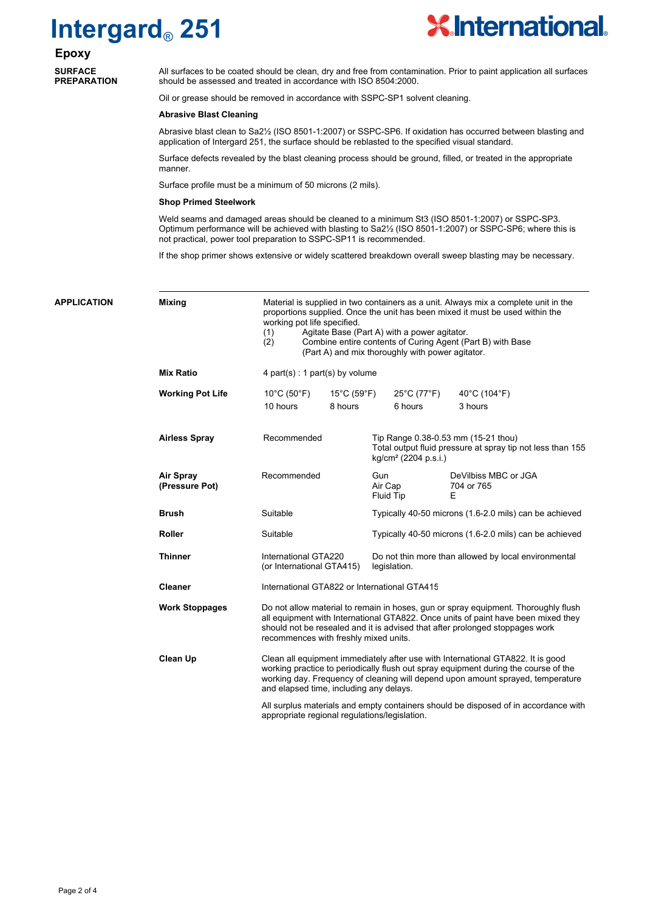# Intergard® 251

## Epoxy

### SURFACE PREPARATION

All surfaces to be coated should be clean, dry and free from contamination. Prior to paint application all surfaces should be assessed and treated in accordance with ISO 8504:2000.

Oil or grease should be removed in accordance with SSPC-SP1 solvent cleaning.

**Abrasive Blast Cleaning**

Abrasive blast clean to Sa2½ (ISO 8501-1:2007) or SSPC-SP6. If oxidation has occurred between blasting and application of Intergard 251, the surface should be reblasted to the specified visual standard.

Surface defects revealed by the blast cleaning process should be ground, filled, or treated in the appropriate manner.

Surface profile must be a minimum of 50 microns (2 mils).

**Shop Primed Steelwork**

Weld seams and damaged areas should be cleaned to a minimum St3 (ISO 8501-1:2007) or SSPC-SP3. Optimum performance will be achieved with blasting to Sa2½ (ISO 8501-1:2007) or SSPC-SP6; where this is not practical, power tool preparation to SSPC-SP11 is recommended.

If the shop primer shows extensive or widely scattered breakdown overall sweep blasting may be necessary.

### APPLICATION

**Mixing**

Material is supplied in two containers as a unit. Always mix a complete unit in the proportions supplied. Once the unit has been mixed it must be used within the working pot life specified.

(1) Agitate Base (Part A) with a power agitator.
(2) Combine entire contents of Curing Agent (Part B) with Base (Part A) and mix thoroughly with power agitator.

**Mix Ratio**

4 part(s) : 1 part(s) by volume

**Working Pot Life**

| 10°C (50°F) | 15°C (59°F) | 25°C (77°F) | 40°C (104°F) |
|---|---|---|---|
| 10 hours | 8 hours | 6 hours | 3 hours |

**Airless Spray**

Recommended — Tip Range 0.38-0.53 mm (15-21 thou). Total output fluid pressure at spray tip not less than 155 kg/cm² (2204 p.s.i.)

**Air Spray (Pressure Pot)**

Recommended

| Gun | DeVilbiss MBC or JGA |
|---|---|
| Air Cap | 704 or 765 |
| Fluid Tip | E |

**Brush**

Suitable — Typically 40-50 microns (1.6-2.0 mils) can be achieved

**Roller**

Suitable — Typically 40-50 microns (1.6-2.0 mils) can be achieved

**Thinner**

International GTA220 (or International GTA415) — Do not thin more than allowed by local environmental legislation.

**Cleaner**

International GTA822 or International GTA415

**Work Stoppages**

Do not allow material to remain in hoses, gun or spray equipment. Thoroughly flush all equipment with International GTA822. Once units of paint have been mixed they should not be resealed and it is advised that after prolonged stoppages work recommences with freshly mixed units.

**Clean Up**

Clean all equipment immediately after use with International GTA822. It is good working practice to periodically flush out spray equipment during the course of the working day. Frequency of cleaning will depend upon amount sprayed, temperature and elapsed time, including any delays.

All surplus materials and empty containers should be disposed of in accordance with appropriate regional regulations/legislation.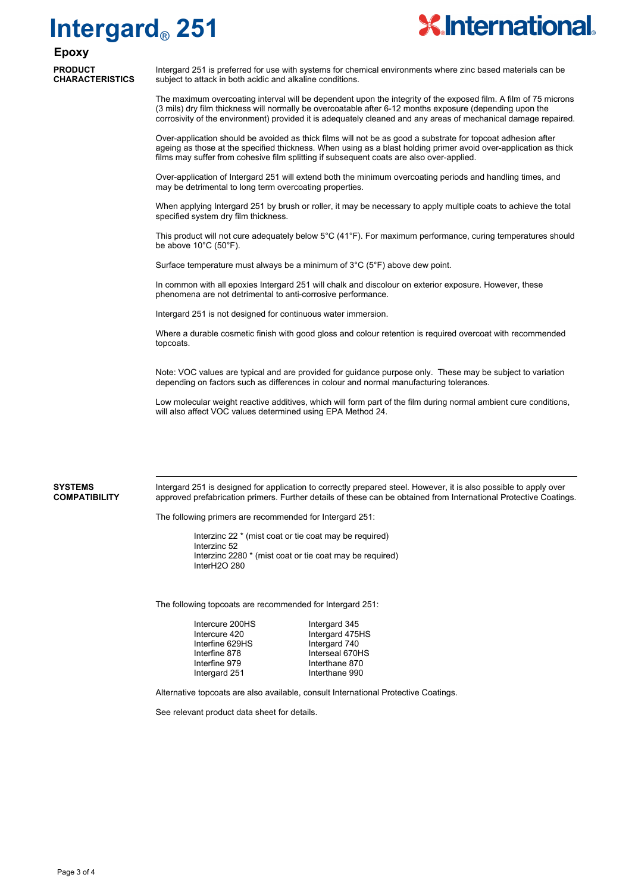# Intergard® 251

## Epoxy

### PRODUCT CHARACTERISTICS

Intergard 251 is preferred for use with systems for chemical environments where zinc based materials can be subject to attack in both acidic and alkaline conditions.

The maximum overcoating interval will be dependent upon the integrity of the exposed film. A film of 75 microns (3 mils) dry film thickness will normally be overcoatable after 6-12 months exposure (depending upon the corrosivity of the environment) provided it is adequately cleaned and any areas of mechanical damage repaired.

Over-application should be avoided as thick films will not be as good a substrate for topcoat adhesion after ageing as those at the specified thickness. When using as a blast holding primer avoid over-application as thick films may suffer from cohesive film splitting if subsequent coats are also over-applied.

Over-application of Intergard 251 will extend both the minimum overcoating periods and handling times, and may be detrimental to long term overcoating properties.

When applying Intergard 251 by brush or roller, it may be necessary to apply multiple coats to achieve the total specified system dry film thickness.

This product will not cure adequately below 5°C (41°F). For maximum performance, curing temperatures should be above 10°C (50°F).

Surface temperature must always be a minimum of 3°C (5°F) above dew point.

In common with all epoxies Intergard 251 will chalk and discolour on exterior exposure. However, these phenomena are not detrimental to anti-corrosive performance.

Intergard 251 is not designed for continuous water immersion.

Where a durable cosmetic finish with good gloss and colour retention is required overcoat with recommended topcoats.

Note: VOC values are typical and are provided for guidance purpose only. These may be subject to variation depending on factors such as differences in colour and normal manufacturing tolerances.

Low molecular weight reactive additives, which will form part of the film during normal ambient cure conditions, will also affect VOC values determined using EPA Method 24.

### SYSTEMS COMPATIBILITY

Intergard 251 is designed for application to correctly prepared steel. However, it is also possible to apply over approved prefabrication primers. Further details of these can be obtained from International Protective Coatings.

The following primers are recommended for Intergard 251:

- Interzinc 22 * (mist coat or tie coat may be required)
- Interzinc 52
- Interzinc 2280 * (mist coat or tie coat may be required)
- InterH2O 280

The following topcoats are recommended for Intergard 251:

| | |
|---|---|
| Intercure 200HS | Intergard 345 |
| Intercure 420 | Intergard 475HS |
| Interfine 629HS | Intergard 740 |
| Interfine 878 | Interseal 670HS |
| Interfine 979 | Interthane 870 |
| Intergard 251 | Interthane 990 |

Alternative topcoats are also available, consult International Protective Coatings.

See relevant product data sheet for details.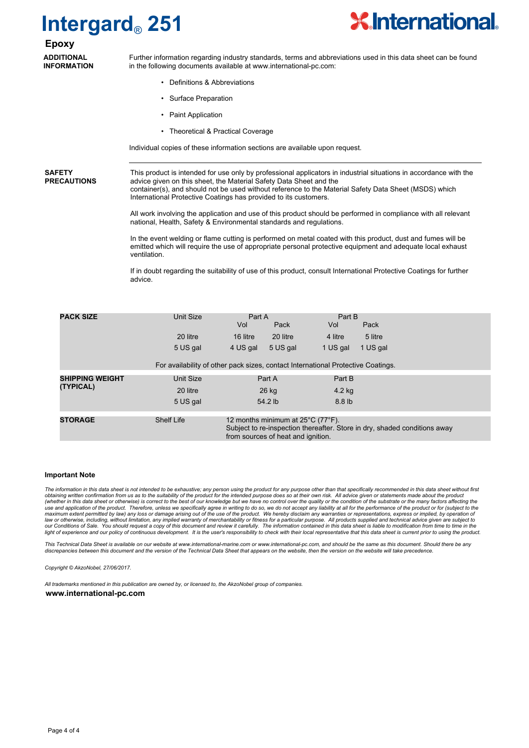# Intergard® 251

## Epoxy

**ADDITIONAL INFORMATION**

Further information regarding industry standards, terms and abbreviations used in this data sheet can be found in the following documents available at www.international-pc.com:

- Definitions & Abbreviations
- Surface Preparation
- Paint Application
- Theoretical & Practical Coverage

Individual copies of these information sections are available upon request.

---

**SAFETY PRECAUTIONS**

This product is intended for use only by professional applicators in industrial situations in accordance with the advice given on this sheet, the Material Safety Data Sheet and the container(s), and should not be used without reference to the Material Safety Data Sheet (MSDS) which International Protective Coatings has provided to its customers.

All work involving the application and use of this product should be performed in compliance with all relevant national, Health, Safety & Environmental standards and regulations.

In the event welding or flame cutting is performed on metal coated with this product, dust and fumes will be emitted which will require the use of appropriate personal protective equipment and adequate local exhaust ventilation.

If in doubt regarding the suitability of use of this product, consult International Protective Coatings for further advice.

| **PACK SIZE** | Unit Size | Part A | | Part B | |
|---|---|---|---|---|---|
| | | Vol | Pack | Vol | Pack |
| | 20 litre | 16 litre | 20 litre | 4 litre | 5 litre |
| | 5 US gal | 4 US gal | 5 US gal | 1 US gal | 1 US gal |

For availability of other pack sizes, contact International Protective Coatings.

| **SHIPPING WEIGHT (TYPICAL)** | Unit Size | Part A | Part B |
|---|---|---|---|
| | 20 litre | 26 kg | 4.2 kg |
| | 5 US gal | 54.2 lb | 8.8 lb |

| **STORAGE** | Shelf Life | 12 months minimum at 25°C (77°F). Subject to re-inspection thereafter. Store in dry, shaded conditions away from sources of heat and ignition. |
|---|---|---|

**Important Note**

*The information in this data sheet is not intended to be exhaustive; any person using the product for any purpose other than that specifically recommended in this data sheet without first obtaining written confirmation from us as to the suitability of the product for the intended purpose does so at their own risk. All advice given or statements made about the product (whether in this data sheet or otherwise) is correct to the best of our knowledge but we have no control over the quality or the condition of the substrate or the many factors affecting the use and application of the product. Therefore, unless we specifically agree in writing to do so, we do not accept any liability at all for the performance of the product or for (subject to the maximum extent permitted by law) any loss or damage arising out of the use of the product. We hereby disclaim any warranties or representations, express or implied, by operation of law or otherwise, including, without limitation, any implied warranty of merchantability or fitness for a particular purpose. All products supplied and technical advice given are subject to our Conditions of Sale. You should request a copy of this document and review it carefully. The information contained in this data sheet is liable to modification from time to time in the light of experience and our policy of continuous development. It is the user's responsibility to check with their local representative that this data sheet is current prior to using the product.*

*This Technical Data Sheet is available on our website at www.international-marine.com or www.international-pc.com, and should be the same as this document. Should there be any discrepancies between this document and the version of the Technical Data Sheet that appears on the website, then the version on the website will take precedence.*

*Copyright © AkzoNobel, 27/06/2017.*

*All trademarks mentioned in this publication are owned by, or licensed to, the AkzoNobel group of companies.*

**www.international-pc.com**